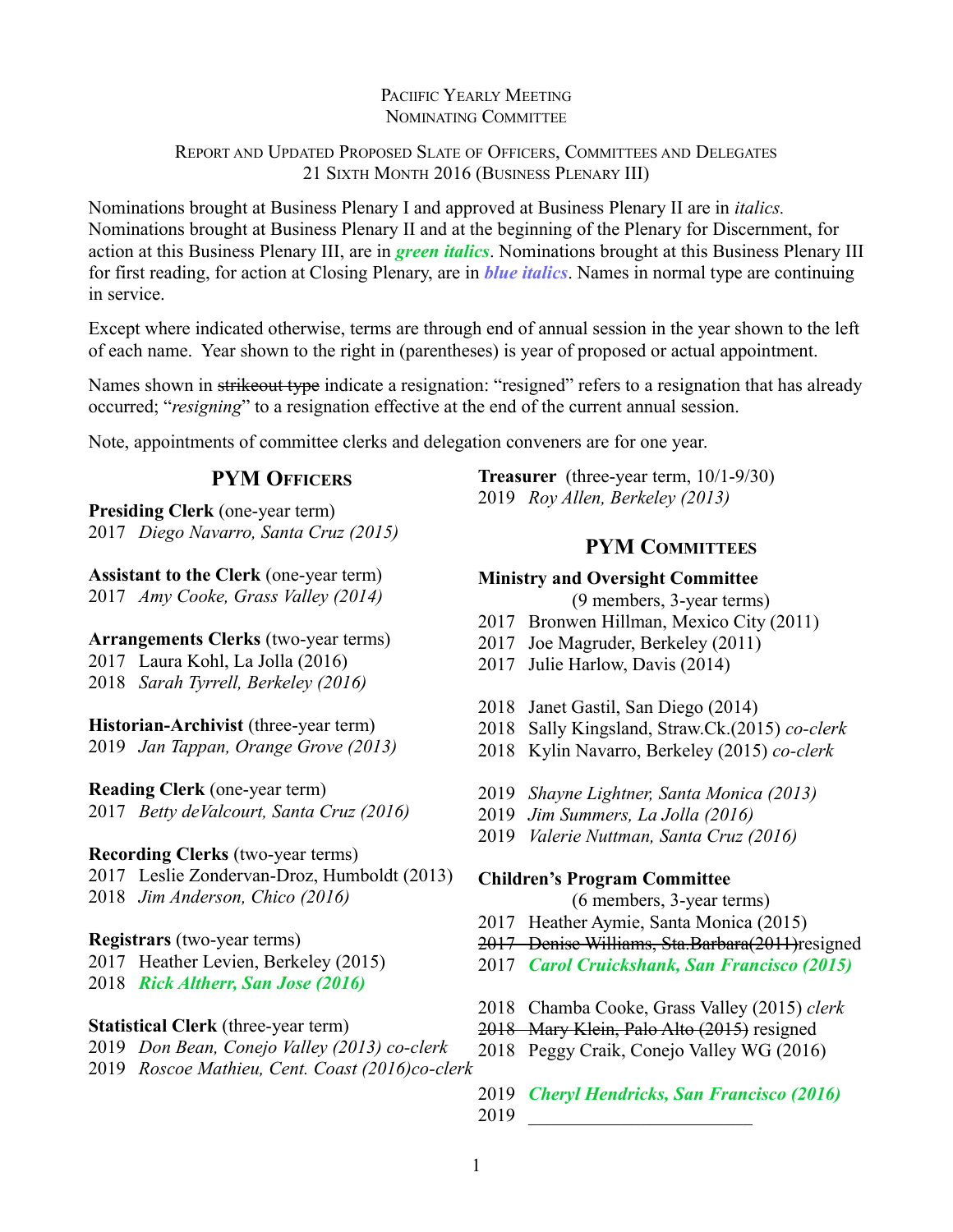# Paciific Yearly Meeting
## Nominating Committee

### Report and Updated Proposed Slate of Officers, Committees and Delegates
### 21 Sixth Month 2016 (Business Plenary III)

Nominations brought at Business Plenary I and approved at Business Plenary II are in *italics.* Nominations brought at Business Plenary II and at the beginning of the Plenary for Discernment, for action at this Business Plenary III, are in ***green italics***. Nominations brought at this Business Plenary III for first reading, for action at Closing Plenary, are in ***blue italics***. Names in normal type are continuing in service.

Except where indicated otherwise, terms are through end of annual session in the year shown to the left of each name. Year shown to the right in (parentheses) is year of proposed or actual appointment.

Names shown in ~~strikeout type~~ indicate a resignation: "resigned" refers to a resignation that has already occurred; "*resigning*" to a resignation effective at the end of the current annual session.

Note, appointments of committee clerks and delegation conveners are for one year.

## PYM Officers

**Presiding Clerk** (one-year term)
2017 *Diego Navarro, Santa Cruz (2015)*

**Assistant to the Clerk** (one-year term)
2017 *Amy Cooke, Grass Valley (2014)*

**Arrangements Clerks** (two-year terms)
2017 Laura Kohl, La Jolla (2016)
2018 *Sarah Tyrrell, Berkeley (2016)*

**Historian-Archivist** (three-year term)
2019 *Jan Tappan, Orange Grove (2013)*

**Reading Clerk** (one-year term)
2017 *Betty deValcourt, Santa Cruz (2016)*

**Recording Clerks** (two-year terms)
2017 Leslie Zondervan-Droz, Humboldt (2013)
2018 *Jim Anderson, Chico (2016)*

**Registrars** (two-year terms)
2017 Heather Levien, Berkeley (2015)
2018 ***Rick Altherr, San Jose (2016)***

**Statistical Clerk** (three-year term)
2019 *Don Bean, Conejo Valley (2013) co-clerk*
2019 *Roscoe Mathieu, Cent. Coast (2016)co-clerk*

**Treasurer** (three-year term, 10/1-9/30)
2019 *Roy Allen, Berkeley (2013)*

## PYM Committees

**Ministry and Oversight Committee**
(9 members, 3-year terms)
2017 Bronwen Hillman, Mexico City (2011)
2017 Joe Magruder, Berkeley (2011)
2017 Julie Harlow, Davis (2014)

2018 Janet Gastil, San Diego (2014)
2018 Sally Kingsland, Straw.Ck.(2015) *co-clerk*
2018 Kylin Navarro, Berkeley (2015) *co-clerk*

2019 *Shayne Lightner, Santa Monica (2013)*
2019 *Jim Summers, La Jolla (2016)*
2019 *Valerie Nuttman, Santa Cruz (2016)*

**Children's Program Committee**
(6 members, 3-year terms)
2017 Heather Aymie, Santa Monica (2015)
~~2017 Denise Williams, Sta.Barbara(2011)~~resigned
2017 ***Carol Cruickshank, San Francisco (2015)***

2018 Chamba Cooke, Grass Valley (2015) *clerk*
~~2018 Mary Klein, Palo Alto (2015)~~ resigned
2018 Peggy Craik, Conejo Valley WG (2016)

2019 ***Cheryl Hendricks, San Francisco (2016)***
2019 ______________________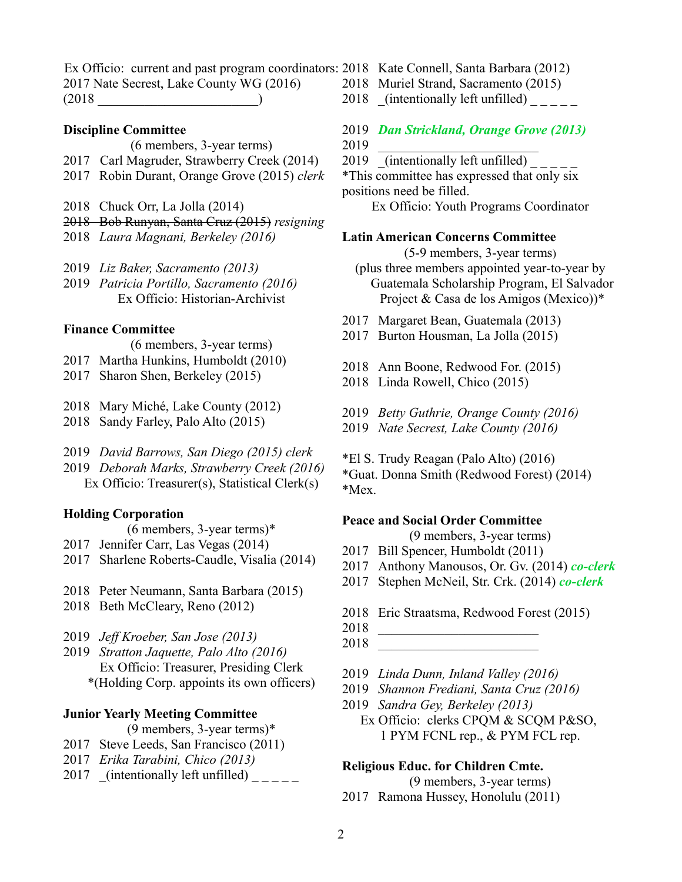Ex Officio: current and past program coordinators:
2017 Nate Secrest, Lake County WG (2016)
(2018 ________________________)

**Discipline Committee**

(6 members, 3-year terms)

2017 Carl Magruder, Strawberry Creek (2014)
2017 Robin Durant, Orange Grove (2015) *clerk*

2018 Chuck Orr, La Jolla (2014)
~~2018 Bob Runyan, Santa Cruz (2015)~~ *resigning*
2018 *Laura Magnani, Berkeley (2016)*

2019 *Liz Baker, Sacramento (2013)*
2019 *Patricia Portillo, Sacramento (2016)*
Ex Officio: Historian-Archivist

**Finance Committee**

(6 members, 3-year terms)

2017 Martha Hunkins, Humboldt (2010)
2017 Sharon Shen, Berkeley (2015)

2018 Mary Miché, Lake County (2012)
2018 Sandy Farley, Palo Alto (2015)

2019 *David Barrows, San Diego (2015) clerk*
2019 *Deborah Marks, Strawberry Creek (2016)*
Ex Officio: Treasurer(s), Statistical Clerk(s)

**Holding Corporation**

(6 members, 3-year terms)*

2017 Jennifer Carr, Las Vegas (2014)
2017 Sharlene Roberts-Caudle, Visalia (2014)

2018 Peter Neumann, Santa Barbara (2015)
2018 Beth McCleary, Reno (2012)

2019 *Jeff Kroeber, San Jose (2013)*
2019 *Stratton Jaquette, Palo Alto (2016)*
Ex Officio: Treasurer, Presiding Clerk
*(Holding Corp. appoints its own officers)

**Junior Yearly Meeting Committee**

(9 members, 3-year terms)*

2017 Steve Leeds, San Francisco (2011)
2017 *Erika Tarabini, Chico (2013)*
2017 _(intentionally left unfilled) _ _ _ _ _

2018 Kate Connell, Santa Barbara (2012)
2018 Muriel Strand, Sacramento (2015)
2018 _(intentionally left unfilled) _ _ _ _ _

2019 ***Dan Strickland, Orange Grove (2013)***
2019 ________________________
2019 _(intentionally left unfilled) _ _ _ _ _
*This committee has expressed that only six positions need be filled.
Ex Officio: Youth Programs Coordinator

**Latin American Concerns Committee**

(5-9 members, 3-year terms)
(plus three members appointed year-to-year by Guatemala Scholarship Program, El Salvador Project & Casa de los Amigos (Mexico))*

2017 Margaret Bean, Guatemala (2013)
2017 Burton Housman, La Jolla (2015)

2018 Ann Boone, Redwood For. (2015)
2018 Linda Rowell, Chico (2015)

2019 *Betty Guthrie, Orange County (2016)*
2019 *Nate Secrest, Lake County (2016)*

*El S. Trudy Reagan (Palo Alto) (2016)
*Guat. Donna Smith (Redwood Forest) (2014)
*Mex.

**Peace and Social Order Committee**

(9 members, 3-year terms)

2017 Bill Spencer, Humboldt (2011)
2017 Anthony Manousos, Or. Gv. (2014) ***co-clerk***
2017 Stephen McNeil, Str. Crk. (2014) ***co-clerk***

2018 Eric Straatsma, Redwood Forest (2015)
2018 ________________________
2018 ________________________

2019 *Linda Dunn, Inland Valley (2016)*
2019 *Shannon Frediani, Santa Cruz (2016)*
2019 *Sandra Gey, Berkeley (2013)*
Ex Officio: clerks CPQM & SCQM P&SO, 1 PYM FCNL rep., & PYM FCL rep.

**Religious Educ. for Children Cmte.**

(9 members, 3-year terms)

2017 Ramona Hussey, Honolulu (2011)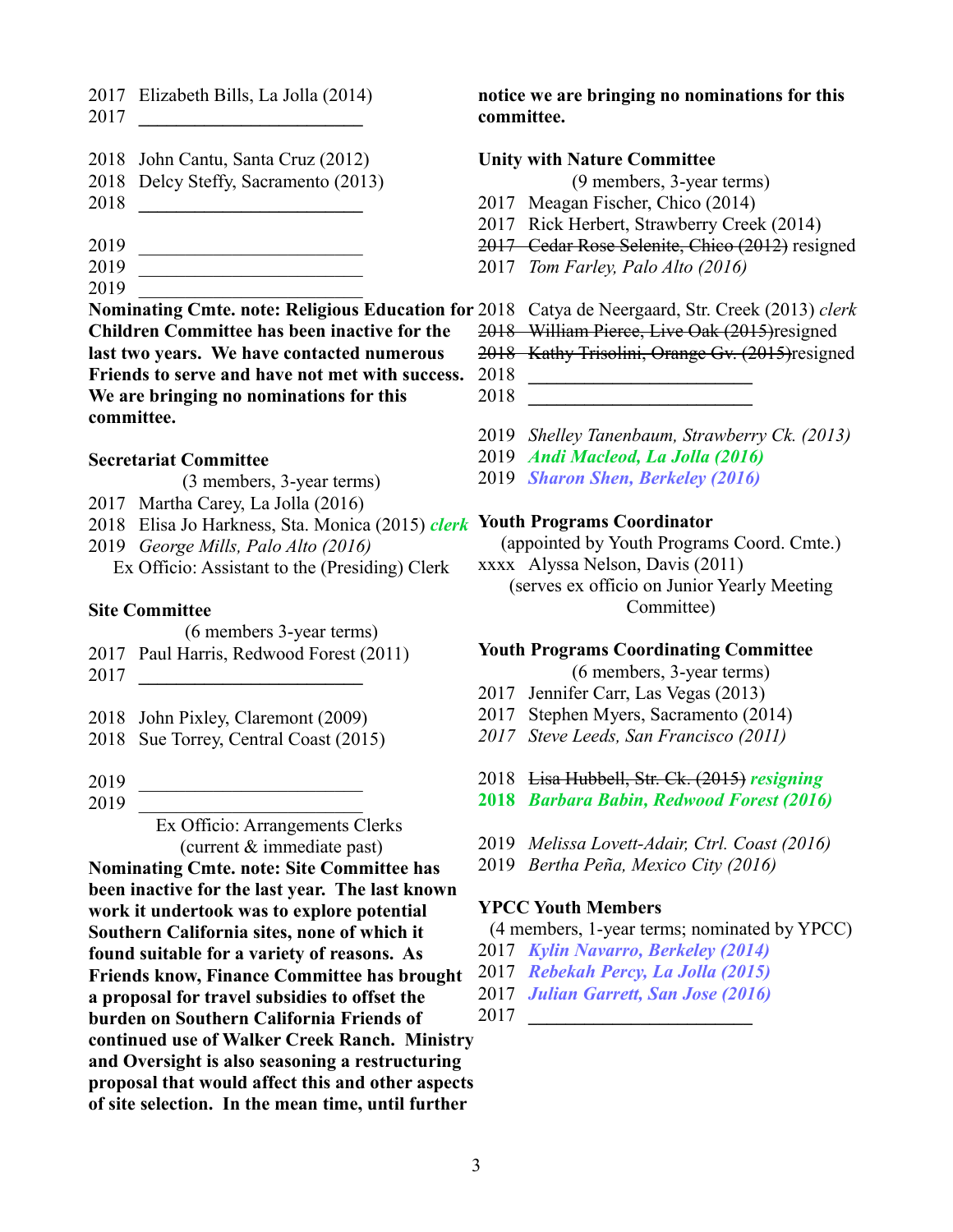2017 Elizabeth Bills, La Jolla (2014)
2017 ________________________

2018 John Cantu, Santa Cruz (2012)
2018 Delcy Steffy, Sacramento (2013)
2018 ________________________

2019 ________________________
2019 ________________________
2019 ________________________

**Nominating Cmte. note: Religious Education for Children Committee has been inactive for the last two years. We have contacted numerous Friends to serve and have not met with success. We are bringing no nominations for this committee.**

**Secretariat Committee**

(3 members, 3-year terms)

2017 Martha Carey, La Jolla (2016)
2018 Elisa Jo Harkness, Sta. Monica (2015) ***clerk***
2019 *George Mills, Palo Alto (2016)*
Ex Officio: Assistant to the (Presiding) Clerk

**Site Committee**

(6 members 3-year terms)

2017 Paul Harris, Redwood Forest (2011)
2017 ________________________

2018 John Pixley, Claremont (2009)
2018 Sue Torrey, Central Coast (2015)

2019 ________________________
2019 ________________________

Ex Officio: Arrangements Clerks
(current & immediate past)

**Nominating Cmte. note: Site Committee has been inactive for the last year. The last known work it undertook was to explore potential Southern California sites, none of which it found suitable for a variety of reasons. As Friends know, Finance Committee has brought a proposal for travel subsidies to offset the burden on Southern California Friends of continued use of Walker Creek Ranch. Ministry and Oversight is also seasoning a restructuring proposal that would affect this and other aspects of site selection. In the mean time, until further notice we are bringing no nominations for this committee.**

**Unity with Nature Committee**

(9 members, 3-year terms)

2017 Meagan Fischer, Chico (2014)
2017 Rick Herbert, Strawberry Creek (2014)
~~2017 Cedar Rose Selenite, Chico (2012)~~ resigned
2017 *Tom Farley, Palo Alto (2016)*

2018 Catya de Neergaard, Str. Creek (2013) *clerk*
~~2018 William Pierce, Live Oak (2015)~~resigned
~~2018 Kathy Trisolini, Orange Gv. (2015)~~resigned
2018 ________________________
2018 ________________________

2019 *Shelley Tanenbaum, Strawberry Ck. (2013)*
2019 ***Andi Macleod, La Jolla (2016)***
2019 ***Sharon Shen, Berkeley (2016)***

**Youth Programs Coordinator**

(appointed by Youth Programs Coord. Cmte.)

xxxx Alyssa Nelson, Davis (2011)
(serves ex officio on Junior Yearly Meeting Committee)

**Youth Programs Coordinating Committee**

(6 members, 3-year terms)

2017 Jennifer Carr, Las Vegas (2013)
2017 Stephen Myers, Sacramento (2014)
*2017 Steve Leeds, San Francisco (2011)*

2018 ~~Lisa Hubbell, Str. Ck. (2015)~~ ***resigning***
**2018 *Barbara Babin, Redwood Forest (2016)***

2019 *Melissa Lovett-Adair, Ctrl. Coast (2016)*
2019 *Bertha Peña, Mexico City (2016)*

**YPCC Youth Members**

(4 members, 1-year terms; nominated by YPCC)

2017 ***Kylin Navarro, Berkeley (2014)***
2017 ***Rebekah Percy, La Jolla (2015)***
2017 ***Julian Garrett, San Jose (2016)***
2017 ________________________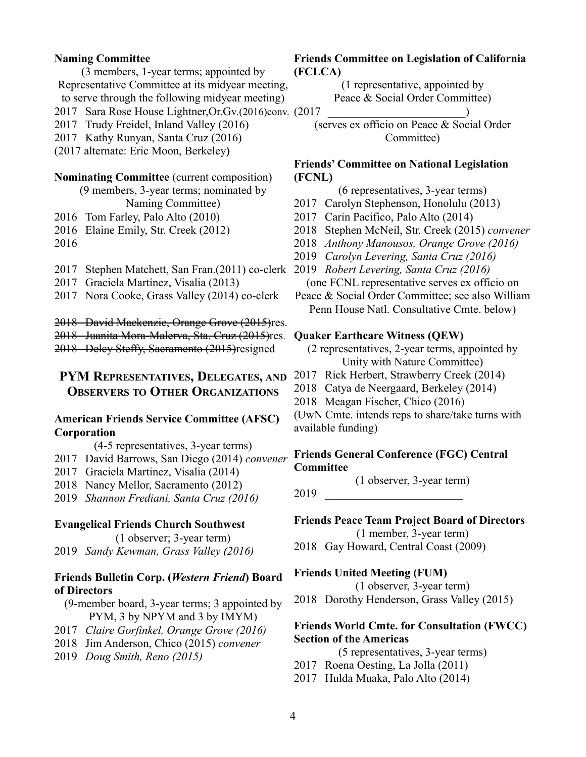**Naming Committee**

(3 members, 1-year terms; appointed by Representative Committee at its midyear meeting, to serve through the following midyear meeting)

2017 Sara Rose House Lightner,Or.Gv.(2016)conv.
2017 Trudy Freidel, Inland Valley (2016)
2017 Kathy Runyan, Santa Cruz (2016)
(2017 alternate: Eric Moon, Berkeley)

**Nominating Committee** (current composition)

(9 members, 3-year terms; nominated by Naming Committee)

2016 Tom Farley, Palo Alto (2010)
2016 Elaine Emily, Str. Creek (2012)
2016

2017 Stephen Matchett, San Fran.(2011) co-clerk
2017 Graciela Martínez, Visalia (2013)
2017 Nora Cooke, Grass Valley (2014) co-clerk

~~2018 David Mackenzie, Orange Grove (2015)~~res.
~~2018 Juanita Mora-Malerva, Sta. Cruz (2015)~~res.
~~2018 Delcy Steffy, Sacramento (2015)~~resigned

## PYM Representatives, Delegates, and Observers to Other Organizations

**American Friends Service Committee (AFSC) Corporation**

(4-5 representatives, 3-year terms)

2017 David Barrows, San Diego (2014) *convener*
2017 Graciela Martinez, Visalia (2014)
2018 Nancy Mellor, Sacramento (2012)
2019 *Shannon Frediani, Santa Cruz (2016)*

**Evangelical Friends Church Southwest**

(1 observer; 3-year term)

2019 *Sandy Kewman, Grass Valley (2016)*

**Friends Bulletin Corp. (*Western Friend*) Board of Directors**

(9-member board, 3-year terms; 3 appointed by PYM, 3 by NPYM and 3 by IMYM)

2017 *Claire Gorfinkel, Orange Grove (2016)*
2018 Jim Anderson, Chico (2015) *convener*
2019 *Doug Smith, Reno (2015)*

**Friends Committee on Legislation of California (FCLCA)**

(1 representative, appointed by Peace & Social Order Committee)

(2017 ________________________)

(serves ex officio on Peace & Social Order Committee)

**Friends' Committee on National Legislation (FCNL)**

(6 representatives, 3-year terms)

2017 Carolyn Stephenson, Honolulu (2013)
2017 Carin Pacifico, Palo Alto (2014)
2018 Stephen McNeil, Str. Creek (2015) *convener*
2018 *Anthony Manousos, Orange Grove (2016)*
2019 *Carolyn Levering, Santa Cruz (2016)*
2019 *Robert Levering, Santa Cruz (2016)*

(one FCNL representative serves ex officio on Peace & Social Order Committee; see also William Penn House Natl. Consultative Cmte. below)

**Quaker Earthcare Witness (QEW)**

(2 representatives, 2-year terms, appointed by Unity with Nature Committee)

2017 Rick Herbert, Strawberry Creek (2014)
2018 Catya de Neergaard, Berkeley (2014)
2018 Meagan Fischer, Chico (2016)
(UwN Cmte. intends reps to share/take turns with available funding)

**Friends General Conference (FGC) Central Committee**

(1 observer, 3-year term)

2019 ________________________

**Friends Peace Team Project Board of Directors**

(1 member, 3-year term)

2018 Gay Howard, Central Coast (2009)

**Friends United Meeting (FUM)**

(1 observer, 3-year term)

2018 Dorothy Henderson, Grass Valley (2015)

**Friends World Cmte. for Consultation (FWCC) Section of the Americas**

(5 representatives, 3-year terms)

2017 Roena Oesting, La Jolla (2011)
2017 Hulda Muaka, Palo Alto (2014)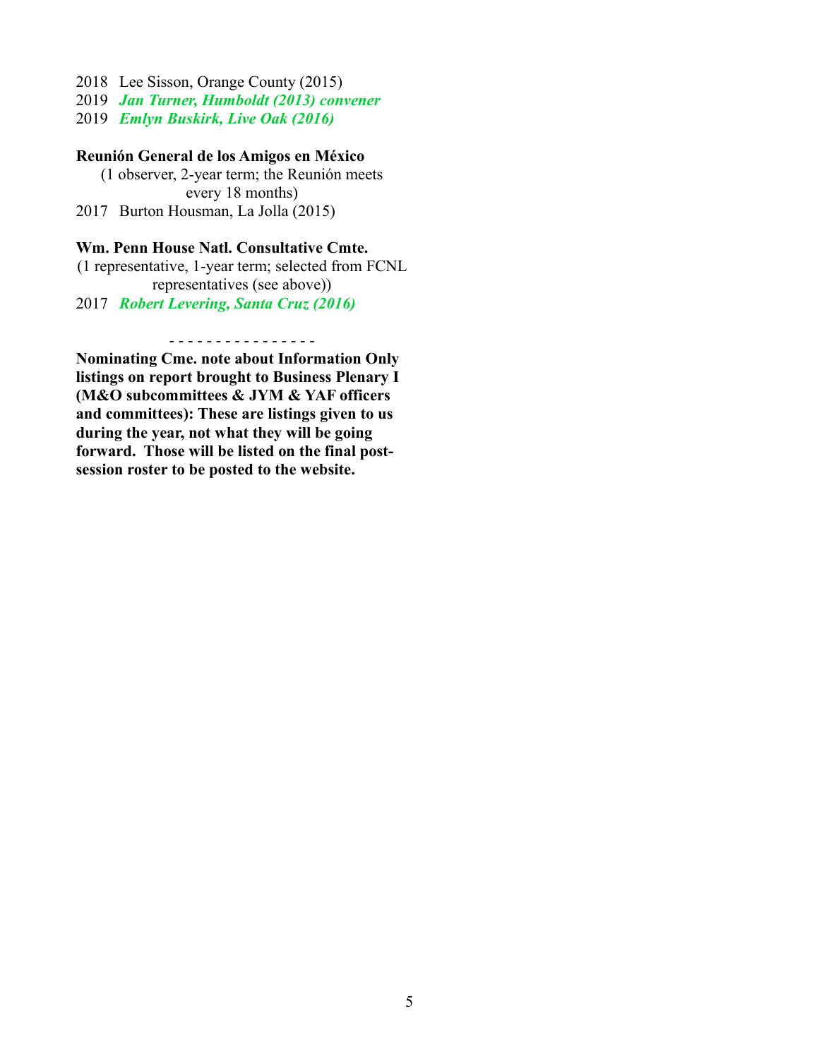2018 Lee Sisson, Orange County (2015)
2019 ***Jan Turner, Humboldt (2013) convener***
2019 ***Emlyn Buskirk, Live Oak (2016)***

**Reunión General de los Amigos en México**

(1 observer, 2-year term; the Reunión meets every 18 months)

2017 Burton Housman, La Jolla (2015)

**Wm. Penn House Natl. Consultative Cmte.**

(1 representative, 1-year term; selected from FCNL representatives (see above))

2017 ***Robert Levering, Santa Cruz (2016)***

- - - - - - - - - - - - - - - -

**Nominating Cme. note about Information Only listings on report brought to Business Plenary I (M&O subcommittees & JYM & YAF officers and committees): These are listings given to us during the year, not what they will be going forward. Those will be listed on the final post-session roster to be posted to the website.**